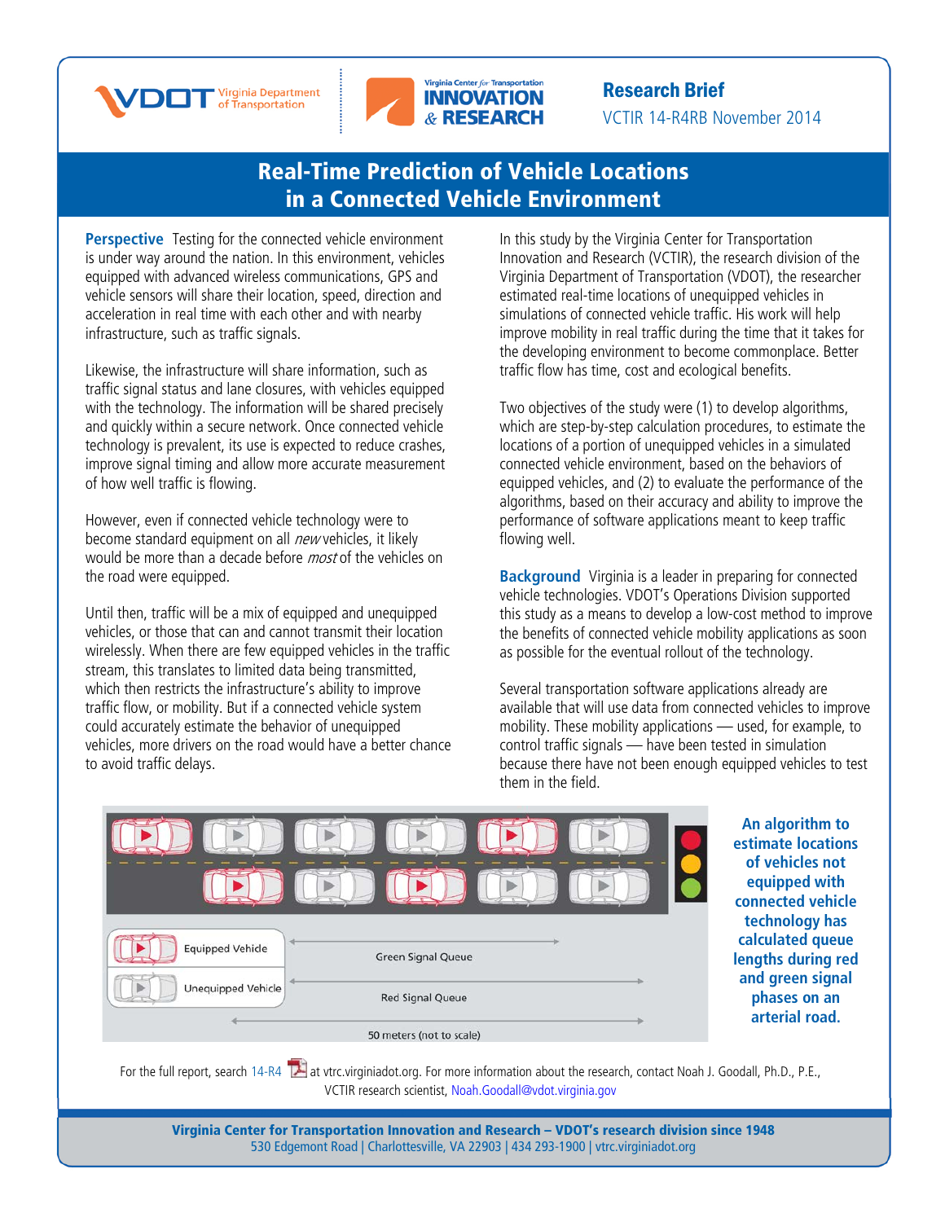Research Brief

VCTIR 14-R4RB November 2014

# Real-Time Prediction of Vehicle Locations in a Connected Vehicle Environment

**Perspective** Testing for the connected vehicle environment is under way around the nation. In this environment, vehicles equipped with advanced wireless communications, GPS and vehicle sensors will share their location, speed, direction and acceleration in real time with each other and with nearby infrastructure, such as traffic signals.

Likewise, the infrastructure will share information, such as traffic signal status and lane closures, with vehicles equipped with the technology. The information will be shared precisely and quickly within a secure network. Once connected vehicle technology is prevalent, its use is expected to reduce crashes, improve signal timing and allow more accurate measurement of how well traffic is flowing.

However, even if connected vehicle technology were to become standard equipment on all *new* vehicles, it likely would be more than a decade before *most* of the vehicles on the road were equipped.

Until then, traffic will be a mix of equipped and unequipped vehicles, or those that can and cannot transmit their location wirelessly. When there are few equipped vehicles in the traffic stream, this translates to limited data being transmitted, which then restricts the infrastructure's ability to improve traffic flow, or mobility. But if a connected vehicle system could accurately estimate the behavior of unequipped vehicles, more drivers on the road would have a better chance to avoid traffic delays.

In this study by the Virginia Center for Transportation Innovation and Research (VCTIR), the research division of the Virginia Department of Transportation (VDOT), the researcher estimated real-time locations of unequipped vehicles in simulations of connected vehicle traffic. His work will help improve mobility in real traffic during the time that it takes for the developing environment to become commonplace. Better traffic flow has time, cost and ecological benefits.

Two objectives of the study were (1) to develop algorithms, which are step-by-step calculation procedures, to estimate the locations of a portion of unequipped vehicles in a simulated connected vehicle environment, based on the behaviors of equipped vehicles, and (2) to evaluate the performance of the algorithms, based on their accuracy and ability to improve the performance of software applications meant to keep traffic flowing well.

**Background** Virginia is a leader in preparing for connected vehicle technologies. VDOT's Operations Division supported this study as a means to develop a low-cost method to improve the benefits of connected vehicle mobility applications as soon as possible for the eventual rollout of the technology.

Several transportation software applications already are available that will use data from connected vehicles to improve mobility. These mobility applications — used, for example, to control traffic signals — have been tested in simulation because there have not been enough equipped vehicles to test them in the field.

Equipped Vehicle

Unequipped Vehicle

Green Signal Queue

Red Signal Queue

50 meters (not to scale)

**An algorithm to estimate locations of vehicles not equipped with connected vehicle technology has calculated queue lengths during red and green signal phases on an arterial road.**

For the full report, search 14-R4 at vtrc.virginiadot.org. For more information about the research, contact Noah J. Goodall, Ph.D., P.E., VCTIR research scientist, Noah.Goodall@vdot.virginia.gov

**Virginia Center for Transportation Innovation and Research – VDOT's research division since 1948**

530 Edgemont Road | Charlottesville, VA 22903 | 434 293-1900 | vtrc.virginiadot.org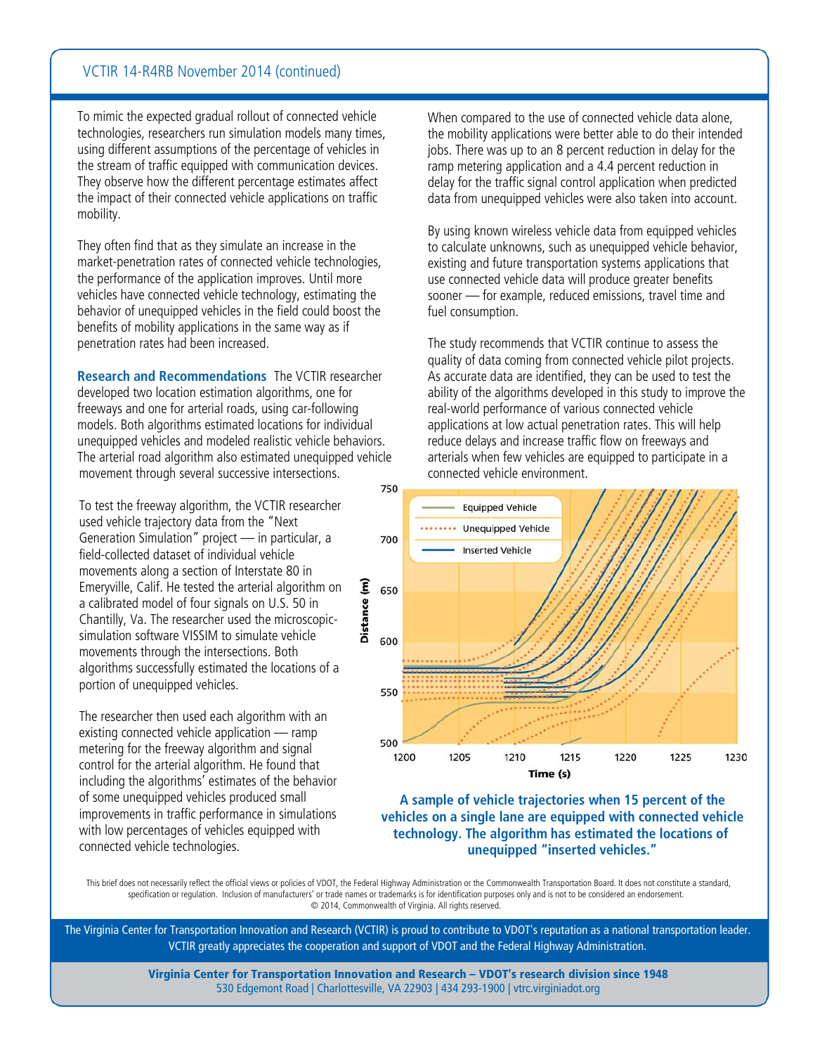To mimic the expected gradual rollout of connected vehicle technologies, researchers run simulation models many times, using different assumptions of the percentage of vehicles in the stream of traffic equipped with communication devices. They observe how the different percentage estimates affect the impact of their connected vehicle applications on traffic mobility.

They often find that as they simulate an increase in the market-penetration rates of connected vehicle technologies, the performance of the application improves. Until more vehicles have connected vehicle technology, estimating the behavior of unequipped vehicles in the field could boost the benefits of mobility applications in the same way as if penetration rates had been increased.

**Research and Recommendations** The VCTIR researcher developed two location estimation algorithms, one for freeways and one for arterial roads, using car-following models. Both algorithms estimated locations for individual unequipped vehicles and modeled realistic vehicle behaviors. The arterial road algorithm also estimated unequipped vehicle movement through several successive intersections.

To test the freeway algorithm, the VCTIR researcher used vehicle trajectory data from the "Next Generation Simulation" project — in particular, a field-collected dataset of individual vehicle movements along a section of Interstate 80 in Emeryville, Calif. He tested the arterial algorithm on a calibrated model of four signals on U.S. 50 in Chantilly, Va. The researcher used the microscopic-simulation software VISSIM to simulate vehicle movements through the intersections. Both algorithms successfully estimated the locations of a portion of unequipped vehicles.

The researcher then used each algorithm with an existing connected vehicle application — ramp metering for the freeway algorithm and signal control for the arterial algorithm. He found that including the algorithms' estimates of the behavior of some unequipped vehicles produced small improvements in traffic performance in simulations with low percentages of vehicles equipped with connected vehicle technologies.

When compared to the use of connected vehicle data alone, the mobility applications were better able to do their intended jobs. There was up to an 8 percent reduction in delay for the ramp metering application and a 4.4 percent reduction in delay for the traffic signal control application when predicted data from unequipped vehicles were also taken into account.

By using known wireless vehicle data from equipped vehicles to calculate unknowns, such as unequipped vehicle behavior, existing and future transportation systems applications that use connected vehicle data will produce greater benefits sooner — for example, reduced emissions, travel time and fuel consumption.

The study recommends that VCTIR continue to assess the quality of data coming from connected vehicle pilot projects. As accurate data are identified, they can be used to test the ability of the algorithms developed in this study to improve the real-world performance of various connected vehicle applications at low actual penetration rates. This will help reduce delays and increase traffic flow on freeways and arterials when few vehicles are equipped to participate in a connected vehicle environment.

Equipped Vehicle
Unequipped Vehicle
Inserted Vehicle
Distance (m)
750
700
650
600
550
500
1200 1205 1210 1215 1220 1225 1230
Time (s)

**A sample of vehicle trajectories when 15 percent of the vehicles on a single lane are equipped with connected vehicle technology. The algorithm has estimated the locations of unequipped "inserted vehicles."**

This brief does not necessarily reflect the official views or policies of VDOT, the Federal Highway Administration or the Commonwealth Transportation Board. It does not constitute a standard, specification or regulation. Inclusion of manufacturers' or trade names or trademarks is for identification purposes only and is not to be considered an endorsement.
© 2014, Commonwealth of Virginia. All rights reserved.

The Virginia Center for Transportation Innovation and Research (VCTIR) is proud to contribute to VDOT's reputation as a national transportation leader. VCTIR greatly appreciates the cooperation and support of VDOT and the Federal Highway Administration.

**Virginia Center for Transportation Innovation and Research – VDOT's research division since 1948**
530 Edgemont Road | Charlottesville, VA 22903 | 434 293-1900 | vtrc.virginiadot.org